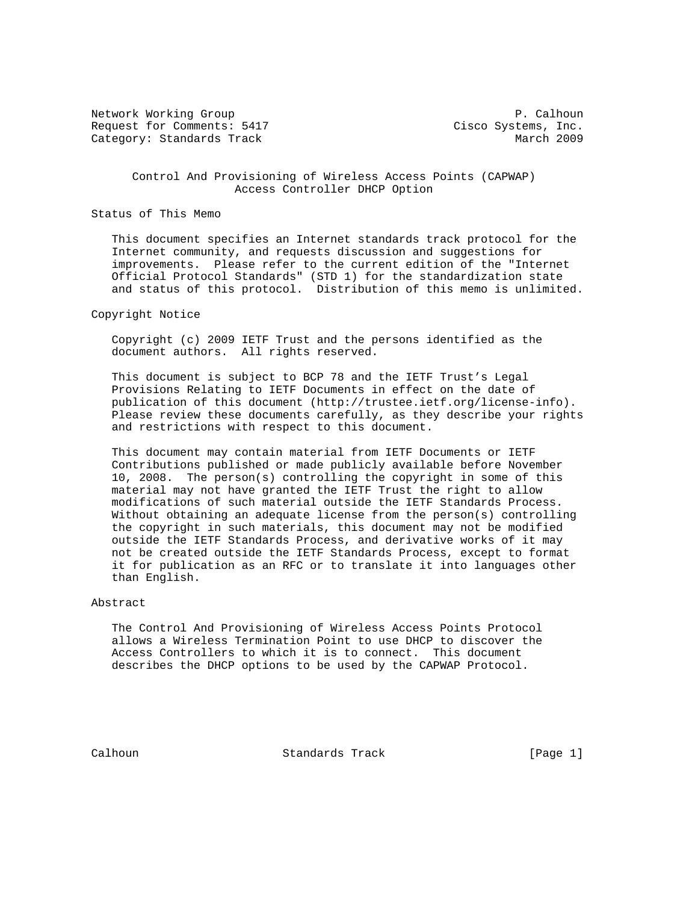Network Working Group P. Calhoun
Request for Comments: 5417 Cisco Systems, Inc.
Category: Standards Track March 2009

# Control And Provisioning of Wireless Access Points (CAPWAP) Access Controller DHCP Option

## Status of This Memo

This document specifies an Internet standards track protocol for the Internet community, and requests discussion and suggestions for improvements. Please refer to the current edition of the "Internet Official Protocol Standards" (STD 1) for the standardization state and status of this protocol. Distribution of this memo is unlimited.

## Copyright Notice

Copyright (c) 2009 IETF Trust and the persons identified as the document authors. All rights reserved.

This document is subject to BCP 78 and the IETF Trust's Legal Provisions Relating to IETF Documents in effect on the date of publication of this document (http://trustee.ietf.org/license-info). Please review these documents carefully, as they describe your rights and restrictions with respect to this document.

This document may contain material from IETF Documents or IETF Contributions published or made publicly available before November 10, 2008. The person(s) controlling the copyright in some of this material may not have granted the IETF Trust the right to allow modifications of such material outside the IETF Standards Process. Without obtaining an adequate license from the person(s) controlling the copyright in such materials, this document may not be modified outside the IETF Standards Process, and derivative works of it may not be created outside the IETF Standards Process, except to format it for publication as an RFC or to translate it into languages other than English.

## Abstract

The Control And Provisioning of Wireless Access Points Protocol allows a Wireless Termination Point to use DHCP to discover the Access Controllers to which it is to connect. This document describes the DHCP options to be used by the CAPWAP Protocol.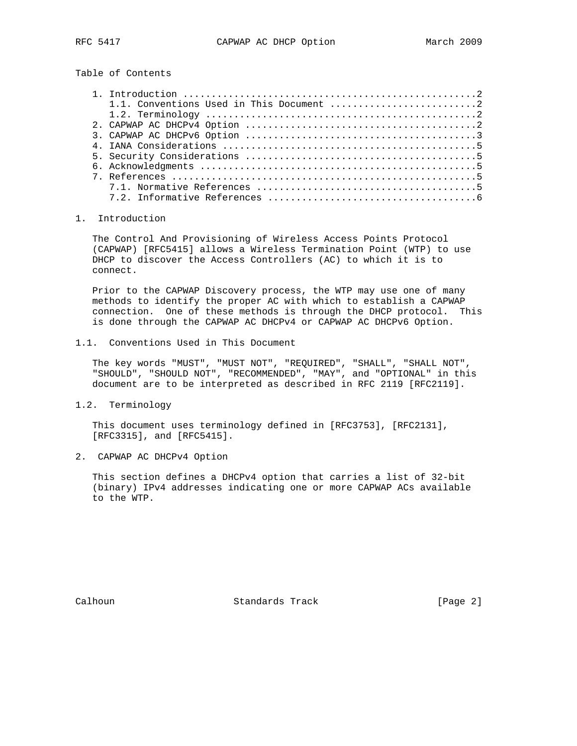Table of Contents

1. Introduction ....................................................2
   1.1. Conventions Used in This Document ..........................2
   1.2. Terminology ................................................2
2. CAPWAP AC DHCPv4 Option .........................................2
3. CAPWAP AC DHCPv6 Option .........................................3
4. IANA Considerations .............................................5
5. Security Considerations .........................................5
6. Acknowledgments .................................................5
7. References ......................................................5
   7.1. Normative References .......................................5
   7.2. Informative References .....................................6

# 1. Introduction

The Control And Provisioning of Wireless Access Points Protocol (CAPWAP) [RFC5415] allows a Wireless Termination Point (WTP) to use DHCP to discover the Access Controllers (AC) to which it is to connect.

Prior to the CAPWAP Discovery process, the WTP may use one of many methods to identify the proper AC with which to establish a CAPWAP connection. One of these methods is through the DHCP protocol. This is done through the CAPWAP AC DHCPv4 or CAPWAP AC DHCPv6 Option.

## 1.1. Conventions Used in This Document

The key words "MUST", "MUST NOT", "REQUIRED", "SHALL", "SHALL NOT", "SHOULD", "SHOULD NOT", "RECOMMENDED", "MAY", and "OPTIONAL" in this document are to be interpreted as described in RFC 2119 [RFC2119].

## 1.2. Terminology

This document uses terminology defined in [RFC3753], [RFC2131], [RFC3315], and [RFC5415].

# 2. CAPWAP AC DHCPv4 Option

This section defines a DHCPv4 option that carries a list of 32-bit (binary) IPv4 addresses indicating one or more CAPWAP ACs available to the WTP.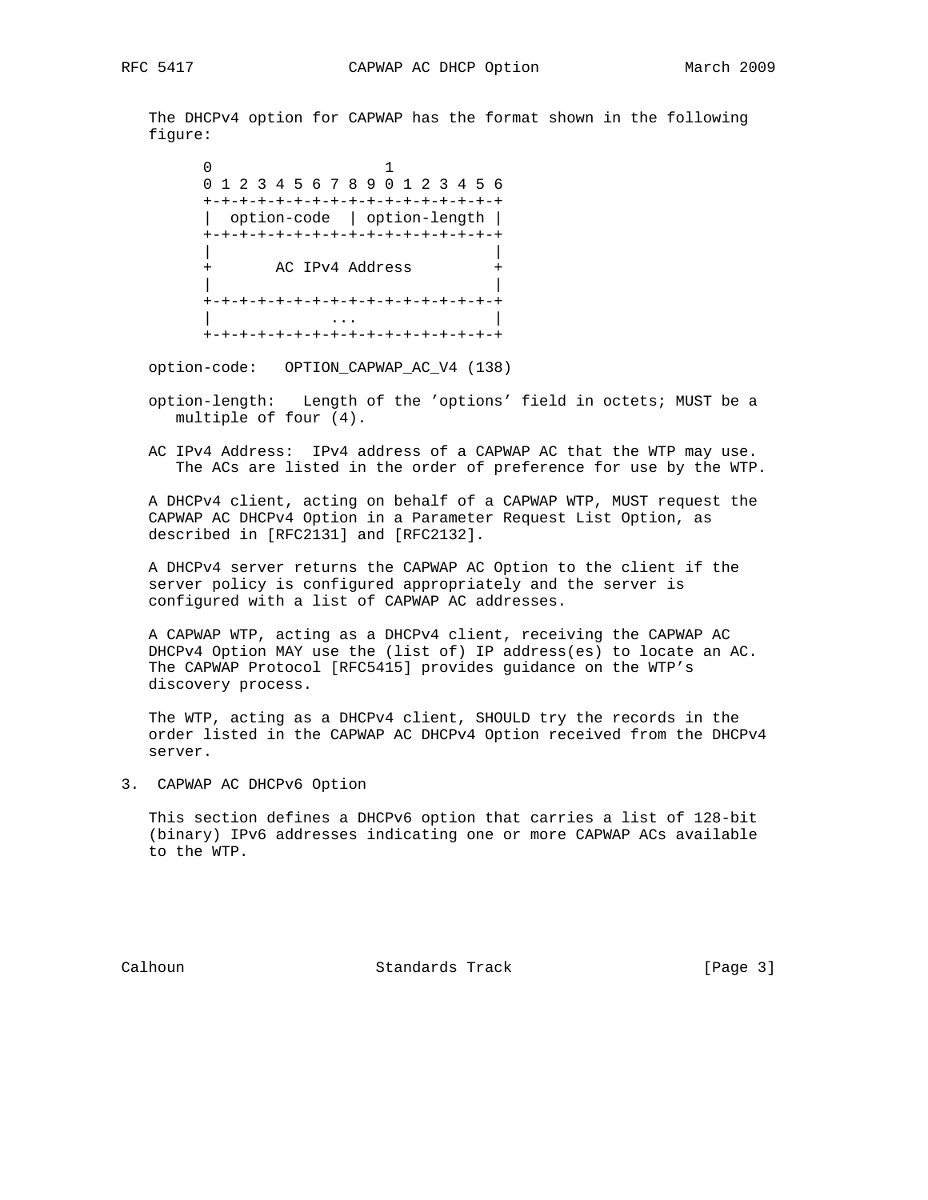The DHCPv4 option for CAPWAP has the format shown in the following figure:

```
 0                   1
 0 1 2 3 4 5 6 7 8 9 0 1 2 3 4 5 6
+-+-+-+-+-+-+-+-+-+-+-+-+-+-+-+-+-+
|  option-code  | option-length |
+-+-+-+-+-+-+-+-+-+-+-+-+-+-+-+-+-+
|                               |
+       AC IPv4 Address         +
|                               |
+-+-+-+-+-+-+-+-+-+-+-+-+-+-+-+-+-+
|             ...               |
+-+-+-+-+-+-+-+-+-+-+-+-+-+-+-+-+-+
```

option-code: OPTION_CAPWAP_AC_V4 (138)

option-length: Length of the 'options' field in octets; MUST be a multiple of four (4).

AC IPv4 Address: IPv4 address of a CAPWAP AC that the WTP may use. The ACs are listed in the order of preference for use by the WTP.

A DHCPv4 client, acting on behalf of a CAPWAP WTP, MUST request the CAPWAP AC DHCPv4 Option in a Parameter Request List Option, as described in [RFC2131] and [RFC2132].

A DHCPv4 server returns the CAPWAP AC Option to the client if the server policy is configured appropriately and the server is configured with a list of CAPWAP AC addresses.

A CAPWAP WTP, acting as a DHCPv4 client, receiving the CAPWAP AC DHCPv4 Option MAY use the (list of) IP address(es) to locate an AC. The CAPWAP Protocol [RFC5415] provides guidance on the WTP's discovery process.

The WTP, acting as a DHCPv4 client, SHOULD try the records in the order listed in the CAPWAP AC DHCPv4 Option received from the DHCPv4 server.

## 3. CAPWAP AC DHCPv6 Option

This section defines a DHCPv6 option that carries a list of 128-bit (binary) IPv6 addresses indicating one or more CAPWAP ACs available to the WTP.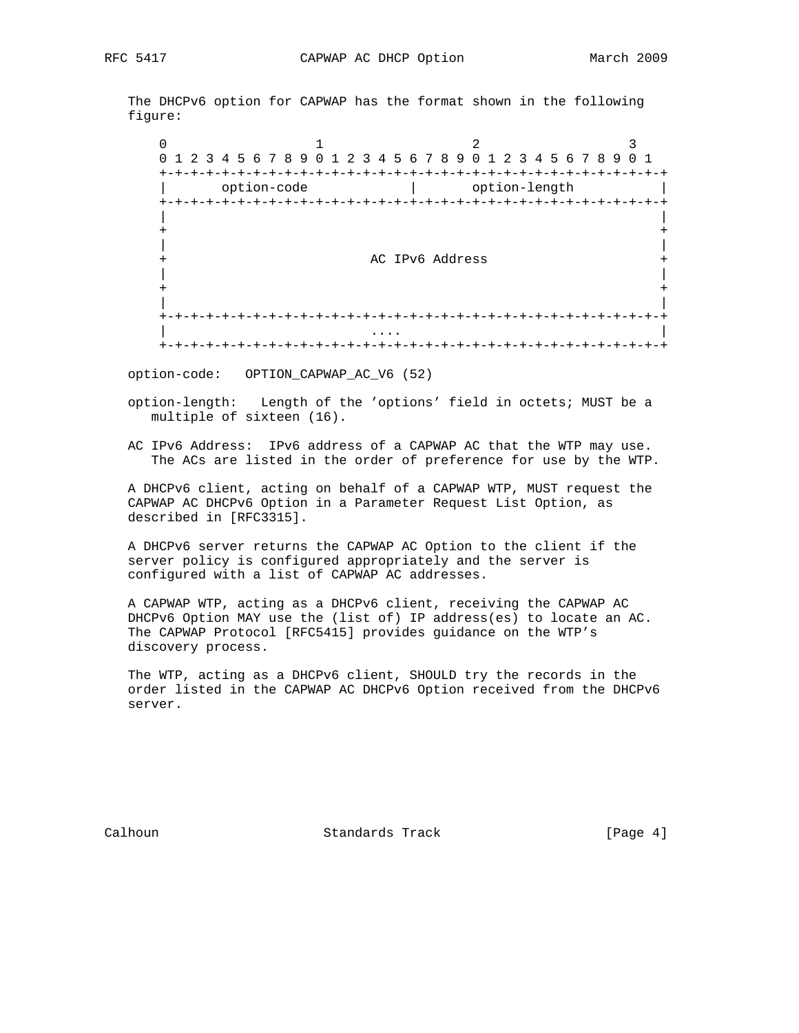The DHCPv6 option for CAPWAP has the format shown in the following figure:

```
    0                   1                   2                   3
    0 1 2 3 4 5 6 7 8 9 0 1 2 3 4 5 6 7 8 9 0 1 2 3 4 5 6 7 8 9 0 1
   +-+-+-+-+-+-+-+-+-+-+-+-+-+-+-+-+-+-+-+-+-+-+-+-+-+-+-+-+-+-+-+-+
   |       option-code             |       option-length           |
   +-+-+-+-+-+-+-+-+-+-+-+-+-+-+-+-+-+-+-+-+-+-+-+-+-+-+-+-+-+-+-+-+
   |                                                               |
   +                                                               +
   |                                                               |
   +                       AC IPv6 Address                         +
   |                                                               |
   +                                                               +
   |                                                               |
   +-+-+-+-+-+-+-+-+-+-+-+-+-+-+-+-+-+-+-+-+-+-+-+-+-+-+-+-+-+-+-+-+
   |                             ....                              |
   +-+-+-+-+-+-+-+-+-+-+-+-+-+-+-+-+-+-+-+-+-+-+-+-+-+-+-+-+-+-+-+-+
```

option-code: OPTION_CAPWAP_AC_V6 (52)

option-length: Length of the 'options' field in octets; MUST be a multiple of sixteen (16).

AC IPv6 Address: IPv6 address of a CAPWAP AC that the WTP may use. The ACs are listed in the order of preference for use by the WTP.

A DHCPv6 client, acting on behalf of a CAPWAP WTP, MUST request the CAPWAP AC DHCPv6 Option in a Parameter Request List Option, as described in [RFC3315].

A DHCPv6 server returns the CAPWAP AC Option to the client if the server policy is configured appropriately and the server is configured with a list of CAPWAP AC addresses.

A CAPWAP WTP, acting as a DHCPv6 client, receiving the CAPWAP AC DHCPv6 Option MAY use the (list of) IP address(es) to locate an AC. The CAPWAP Protocol [RFC5415] provides guidance on the WTP's discovery process.

The WTP, acting as a DHCPv6 client, SHOULD try the records in the order listed in the CAPWAP AC DHCPv6 Option received from the DHCPv6 server.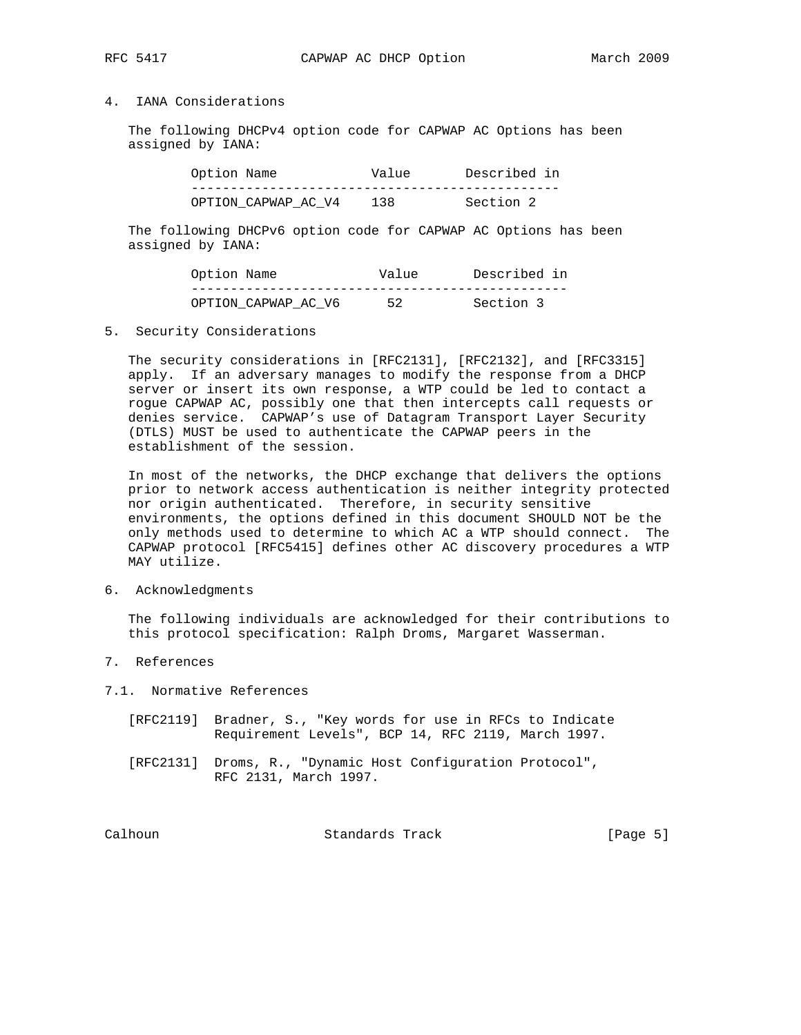## 4. IANA Considerations

The following DHCPv4 option code for CAPWAP AC Options has been assigned by IANA:

| Option Name | Value | Described in |
|---|---|---|
| OPTION_CAPWAP_AC_V4 | 138 | Section 2 |

The following DHCPv6 option code for CAPWAP AC Options has been assigned by IANA:

| Option Name | Value | Described in |
|---|---|---|
| OPTION_CAPWAP_AC_V6 | 52 | Section 3 |

## 5. Security Considerations

The security considerations in [RFC2131], [RFC2132], and [RFC3315] apply. If an adversary manages to modify the response from a DHCP server or insert its own response, a WTP could be led to contact a rogue CAPWAP AC, possibly one that then intercepts call requests or denies service. CAPWAP's use of Datagram Transport Layer Security (DTLS) MUST be used to authenticate the CAPWAP peers in the establishment of the session.

In most of the networks, the DHCP exchange that delivers the options prior to network access authentication is neither integrity protected nor origin authenticated. Therefore, in security sensitive environments, the options defined in this document SHOULD NOT be the only methods used to determine to which AC a WTP should connect. The CAPWAP protocol [RFC5415] defines other AC discovery procedures a WTP MAY utilize.

## 6. Acknowledgments

The following individuals are acknowledged for their contributions to this protocol specification: Ralph Droms, Margaret Wasserman.

## 7. References

### 7.1. Normative References

[RFC2119] Bradner, S., "Key words for use in RFCs to Indicate Requirement Levels", BCP 14, RFC 2119, March 1997.

[RFC2131] Droms, R., "Dynamic Host Configuration Protocol", RFC 2131, March 1997.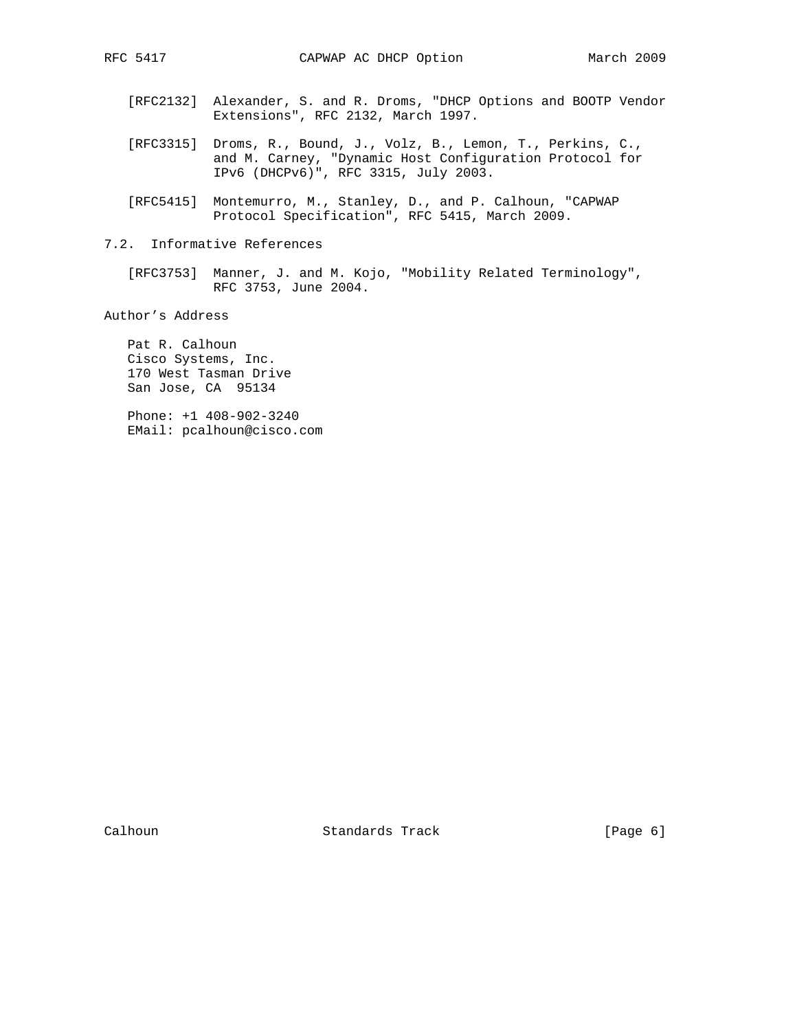[RFC2132] Alexander, S. and R. Droms, "DHCP Options and BOOTP Vendor Extensions", RFC 2132, March 1997.

[RFC3315] Droms, R., Bound, J., Volz, B., Lemon, T., Perkins, C., and M. Carney, "Dynamic Host Configuration Protocol for IPv6 (DHCPv6)", RFC 3315, July 2003.

[RFC5415] Montemurro, M., Stanley, D., and P. Calhoun, "CAPWAP Protocol Specification", RFC 5415, March 2009.

## 7.2. Informative References

[RFC3753] Manner, J. and M. Kojo, "Mobility Related Terminology", RFC 3753, June 2004.

## Author's Address

Pat R. Calhoun
Cisco Systems, Inc.
170 West Tasman Drive
San Jose, CA 95134

Phone: +1 408-902-3240
EMail: pcalhoun@cisco.com